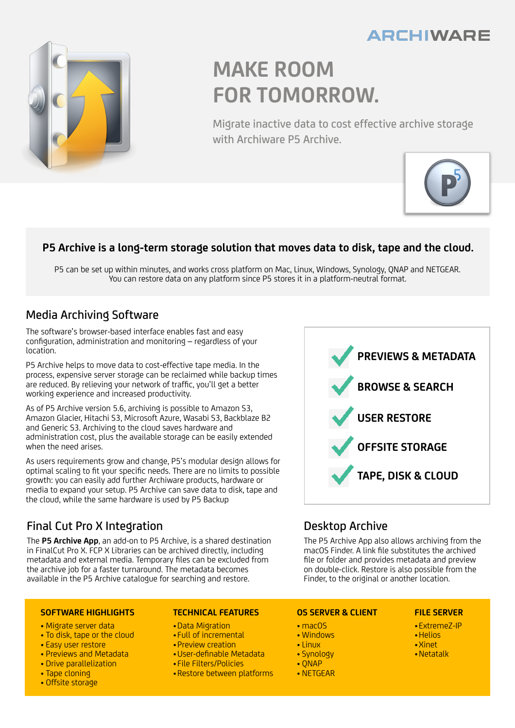ARCHIWARE

# MAKE ROOM FOR TOMORROW.

Migrate inactive data to cost effective archive storage with Archiware P5 Archive.

**P5 Archive is a long-term storage solution that moves data to disk, tape and the cloud.**

P5 can be set up within minutes, and works cross platform on Mac, Linux, Windows, Synology, QNAP and NETGEAR. You can restore data on any platform since P5 stores it in a platform-neutral format.

## Media Archiving Software

The software's browser-based interface enables fast and easy configuration, administration and monitoring – regardless of your location.

P5 Archive helps to move data to cost-effective tape media. In the process, expensive server storage can be reclaimed while backup times are reduced. By relieving your network of traffic, you'll get a better working experience and increased productivity.

As of P5 Archive version 5.6, archiving is possible to Amazon S3, Amazon Glacier, Hitachi S3, Microsoft Azure, Wasabi S3, Backblaze B2 and Generic S3. Archiving to the cloud saves hardware and administration cost, plus the available storage can be easily extended when the need arises.

As users requirements grow and change, P5's modular design allows for optimal scaling to fit your specific needs. There are no limits to possible growth: you can easily add further Archiware products, hardware or media to expand your setup. P5 Archive can save data to disk, tape and the cloud, while the same hardware is used by P5 Backup

- ✔ **PREVIEWS & METADATA**
- ✔ **BROWSE & SEARCH**
- ✔ **USER RESTORE**
- ✔ **OFFSITE STORAGE**
- ✔ **TAPE, DISK & CLOUD**

## Final Cut Pro X Integration

The **P5 Archive App**, an add-on to P5 Archive, is a shared destination in FinalCut Pro X. FCP X Libraries can be archived directly, including metadata and external media. Temporary files can be excluded from the archive job for a faster turnaround. The metadata becomes available in the P5 Archive catalogue for searching and restore.

## Desktop Archive

The P5 Archive App also allows archiving from the macOS Finder. A link file substitutes the archived file or folder and provides metadata and preview on double-click. Restore is also possible from the Finder, to the original or another location.

### SOFTWARE HIGHLIGHTS

- Migrate server data
- To disk, tape or the cloud
- Easy user restore
- Previews and Metadata
- Drive parallelization
- Tape cloning
- Offsite storage

### TECHNICAL FEATURES

- Data Migration
- Full of incremental
- Preview creation
- User-definable Metadata
- File Filters/Policies
- Restore between platforms

### OS SERVER & CLIENT

- macOS
- Windows
- Linux
- Synology
- QNAP
- NETGEAR

### FILE SERVER

- ExtremeZ-IP
- Helios
- Xinet
- Netatalk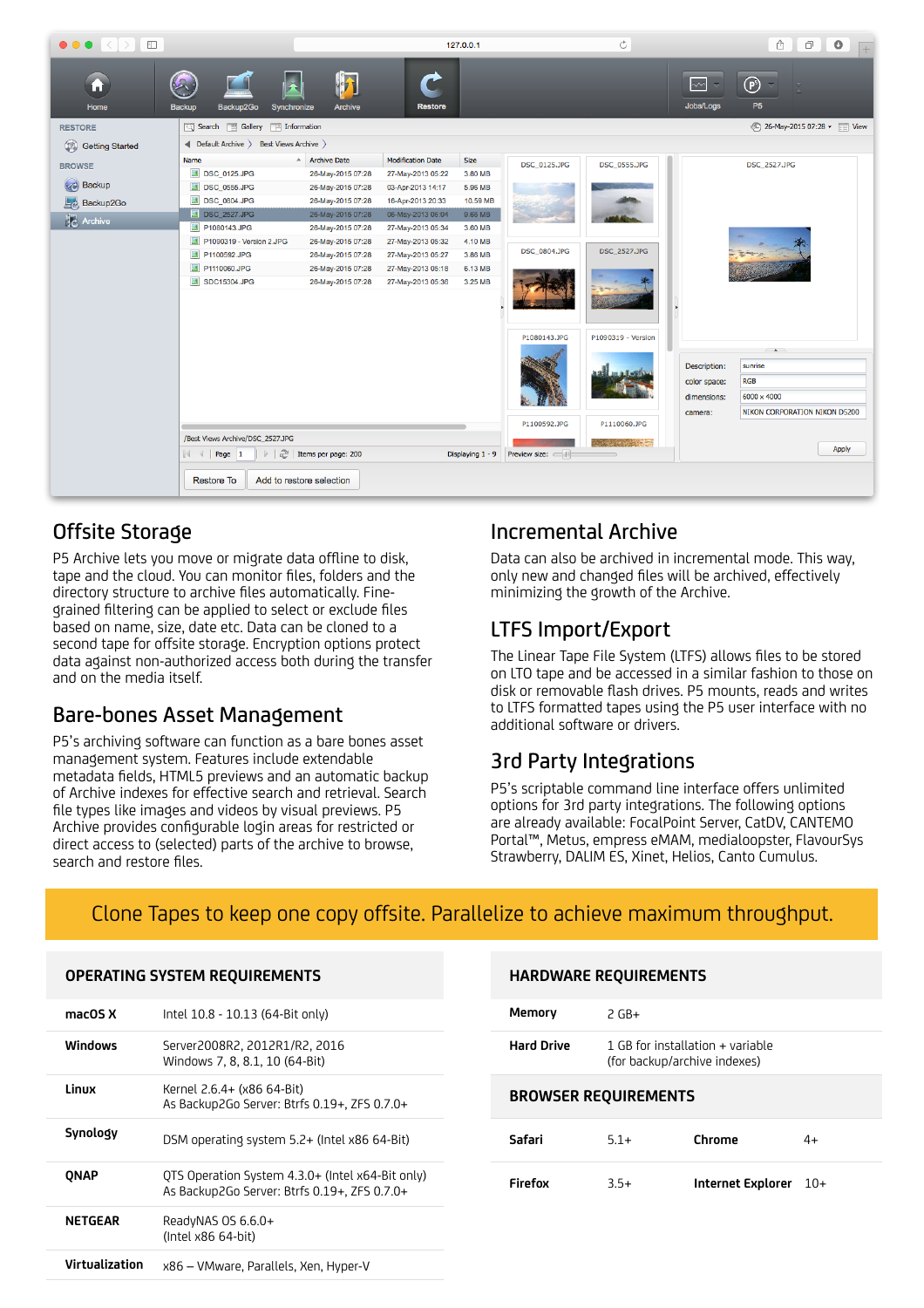## Offsite Storage

P5 Archive lets you move or migrate data offline to disk, tape and the cloud. You can monitor files, folders and the directory structure to archive files automatically. Fine-grained filtering can be applied to select or exclude files based on name, size, date etc. Data can be cloned to a second tape for offsite storage. Encryption options protect data against non-authorized access both during the transfer and on the media itself.

## Bare-bones Asset Management

P5's archiving software can function as a bare bones asset management system. Features include extendable metadata fields, HTML5 previews and an automatic backup of Archive indexes for effective search and retrieval. Search file types like images and videos by visual previews. P5 Archive provides configurable login areas for restricted or direct access to (selected) parts of the archive to browse, search and restore files.

## Incremental Archive

Data can also be archived in incremental mode. This way, only new and changed files will be archived, effectively minimizing the growth of the Archive.

## LTFS Import/Export

The Linear Tape File System (LTFS) allows files to be stored on LTO tape and be accessed in a similar fashion to those on disk or removable flash drives. P5 mounts, reads and writes to LTFS formatted tapes using the P5 user interface with no additional software or drivers.

## 3rd Party Integrations

P5's scriptable command line interface offers unlimited options for 3rd party integrations. The following options are already available: FocalPoint Server, CatDV, CANTEMO Portal™, Metus, empress eMAM, medialoopster, FlavourSys Strawberry, DALIM ES, Xinet, Helios, Canto Cumulus.

**Clone Tapes to keep one copy offsite. Parallelize to achieve maximum throughput.**

## OPERATING SYSTEM REQUIREMENTS

| | |
|---|---|
| **macOS X** | Intel 10.8 - 10.13 (64-Bit only) |
| **Windows** | Server2008R2, 2012R1/R2, 2016<br>Windows 7, 8, 8.1, 10 (64-Bit) |
| **Linux** | Kernel 2.6.4+ (x86 64-Bit)<br>As Backup2Go Server: Btrfs 0.19+, ZFS 0.7.0+ |
| **Synology** | DSM operating system 5.2+ (Intel x86 64-Bit) |
| **QNAP** | QTS Operation System 4.3.0+ (Intel x64-Bit only)<br>As Backup2Go Server: Btrfs 0.19+, ZFS 0.7.0+ |
| **NETGEAR** | ReadyNAS OS 6.6.0+<br>(Intel x86 64-bit) |
| **Virtualization** | x86 – VMware, Parallels, Xen, Hyper-V |

## HARDWARE REQUIREMENTS

| | |
|---|---|
| **Memory** | 2 GB+ |
| **Hard Drive** | 1 GB for installation + variable<br>(for backup/archive indexes) |

## BROWSER REQUIREMENTS

| | | | |
|---|---|---|---|
| **Safari** | 5.1+ | **Chrome** | 4+ |
| **Firefox** | 3.5+ | **Internet Explorer** | 10+ |